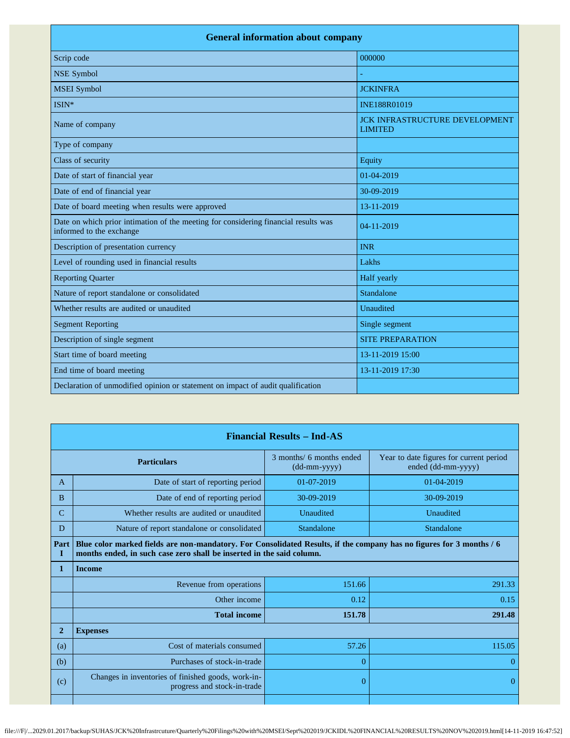| General information about company | |
|---|---|
| Scrip code | 000000 |
| NSE Symbol | - |
| MSEI Symbol | JCKINFRA |
| ISIN* | INE188R01019 |
| Name of company | JCK INFRASTRUCTURE DEVELOPMENT LIMITED |
| Type of company | |
| Class of security | Equity |
| Date of start of financial year | 01-04-2019 |
| Date of end of financial year | 30-09-2019 |
| Date of board meeting when results were approved | 13-11-2019 |
| Date on which prior intimation of the meeting for considering financial results was informed to the exchange | 04-11-2019 |
| Description of presentation currency | INR |
| Level of rounding used in financial results | Lakhs |
| Reporting Quarter | Half yearly |
| Nature of report standalone or consolidated | Standalone |
| Whether results are audited or unaudited | Unaudited |
| Segment Reporting | Single segment |
| Description of single segment | SITE PREPARATION |
| Start time of board meeting | 13-11-2019 15:00 |
| End time of board meeting | 13-11-2019 17:30 |
| Declaration of unmodified opinion or statement on impact of audit qualification | |

| Financial Results – Ind-AS | | | |
|---|---|---|---|
| | **Particulars** | 3 months/ 6 months ended (dd-mm-yyyy) | Year to date figures for current period ended (dd-mm-yyyy) |
| A | Date of start of reporting period | 01-07-2019 | 01-04-2019 |
| B | Date of end of reporting period | 30-09-2019 | 30-09-2019 |
| C | Whether results are audited or unaudited | Unaudited | Unaudited |
| D | Nature of report standalone or consolidated | Standalone | Standalone |
| **Part I** | **Blue color marked fields are non-mandatory. For Consolidated Results, if the company has no figures for 3 months / 6 months ended, in such case zero shall be inserted in the said column.** | | |
| **1** | **Income** | | |
| | Revenue from operations | 151.66 | 291.33 |
| | Other income | 0.12 | 0.15 |
| | **Total income** | **151.78** | **291.48** |
| **2** | **Expenses** | | |
| (a) | Cost of materials consumed | 57.26 | 115.05 |
| (b) | Purchases of stock-in-trade | 0 | 0 |
| (c) | Changes in inventories of finished goods, work-in-progress and stock-in-trade | 0 | 0 |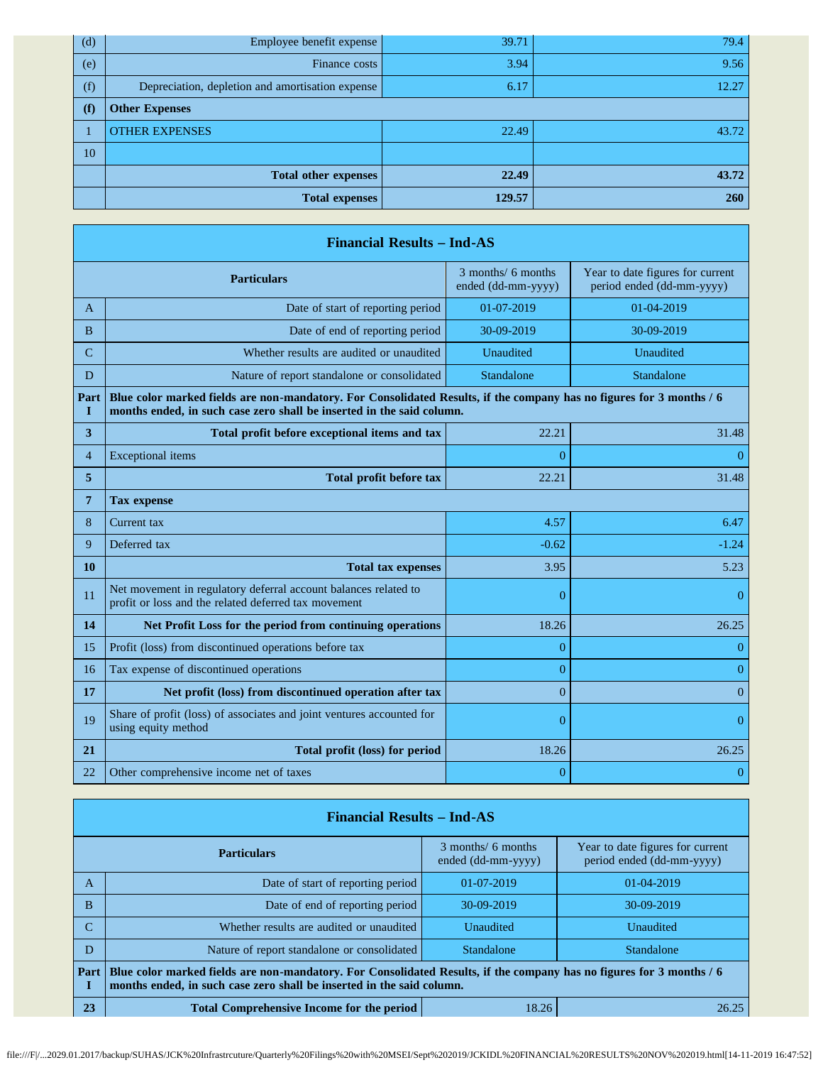| | | | |
|---|---|---|---|
| (d) | Employee benefit expense | 39.71 | 79.4 |
| (e) | Finance costs | 3.94 | 9.56 |
| (f) | Depreciation, depletion and amortisation expense | 6.17 | 12.27 |
| **(f)** | **Other Expenses** | | |
| 1 | OTHER EXPENSES | 22.49 | 43.72 |
| 10 | | | |
| | **Total other expenses** | **22.49** | **43.72** |
| | **Total expenses** | **129.57** | **260** |

## Financial Results – Ind-AS

| | Particulars | 3 months/ 6 months ended (dd-mm-yyyy) | Year to date figures for current period ended (dd-mm-yyyy) |
|---|---|---|---|
| A | Date of start of reporting period | 01-07-2019 | 01-04-2019 |
| B | Date of end of reporting period | 30-09-2019 | 30-09-2019 |
| C | Whether results are audited or unaudited | Unaudited | Unaudited |
| D | Nature of report standalone or consolidated | Standalone | Standalone |
| Part I | **Blue color marked fields are non-mandatory. For Consolidated Results, if the company has no figures for 3 months / 6 months ended, in such case zero shall be inserted in the said column.** | | |
| **3** | **Total profit before exceptional items and tax** | 22.21 | 31.48 |
| 4 | Exceptional items | 0 | 0 |
| **5** | **Total profit before tax** | 22.21 | 31.48 |
| **7** | **Tax expense** | | |
| 8 | Current tax | 4.57 | 6.47 |
| 9 | Deferred tax | -0.62 | -1.24 |
| **10** | **Total tax expenses** | 3.95 | 5.23 |
| 11 | Net movement in regulatory deferral account balances related to profit or loss and the related deferred tax movement | 0 | 0 |
| **14** | **Net Profit Loss for the period from continuing operations** | 18.26 | 26.25 |
| 15 | Profit (loss) from discontinued operations before tax | 0 | 0 |
| 16 | Tax expense of discontinued operations | 0 | 0 |
| **17** | **Net profit (loss) from discontinued operation after tax** | 0 | 0 |
| 19 | Share of profit (loss) of associates and joint ventures accounted for using equity method | 0 | 0 |
| **21** | **Total profit (loss) for period** | 18.26 | 26.25 |
| 22 | Other comprehensive income net of taxes | 0 | 0 |

## Financial Results – Ind-AS

| | Particulars | 3 months/ 6 months ended (dd-mm-yyyy) | Year to date figures for current period ended (dd-mm-yyyy) |
|---|---|---|---|
| A | Date of start of reporting period | 01-07-2019 | 01-04-2019 |
| B | Date of end of reporting period | 30-09-2019 | 30-09-2019 |
| C | Whether results are audited or unaudited | Unaudited | Unaudited |
| D | Nature of report standalone or consolidated | Standalone | Standalone |
| Part I | **Blue color marked fields are non-mandatory. For Consolidated Results, if the company has no figures for 3 months / 6 months ended, in such case zero shall be inserted in the said column.** | | |
| **23** | **Total Comprehensive Income for the period** | 18.26 | 26.25 |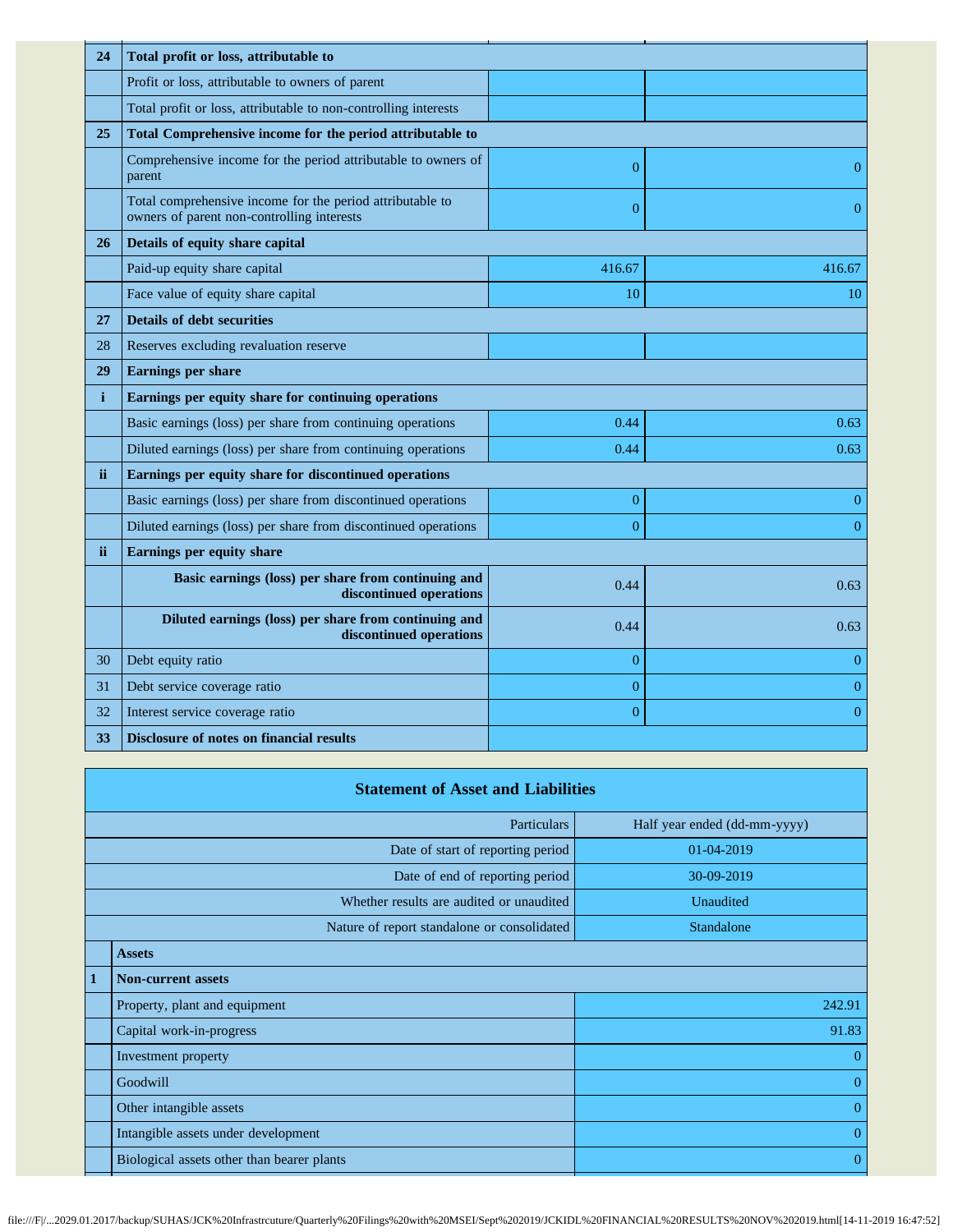| | | | |
|---|---|---|---|
| **24** | **Total profit or loss, attributable to** | | |
| | Profit or loss, attributable to owners of parent | | |
| | Total profit or loss, attributable to non-controlling interests | | |
| **25** | **Total Comprehensive income for the period attributable to** | | |
| | Comprehensive income for the period attributable to owners of parent | 0 | 0 |
| | Total comprehensive income for the period attributable to owners of parent non-controlling interests | 0 | 0 |
| **26** | **Details of equity share capital** | | |
| | Paid-up equity share capital | 416.67 | 416.67 |
| | Face value of equity share capital | 10 | 10 |
| **27** | **Details of debt securities** | | |
| 28 | Reserves excluding revaluation reserve | | |
| **29** | **Earnings per share** | | |
| **i** | **Earnings per equity share for continuing operations** | | |
| | Basic earnings (loss) per share from continuing operations | 0.44 | 0.63 |
| | Diluted earnings (loss) per share from continuing operations | 0.44 | 0.63 |
| **ii** | **Earnings per equity share for discontinued operations** | | |
| | Basic earnings (loss) per share from discontinued operations | 0 | 0 |
| | Diluted earnings (loss) per share from discontinued operations | 0 | 0 |
| **ii** | **Earnings per equity share** | | |
| | **Basic earnings (loss) per share from continuing and discontinued operations** | 0.44 | 0.63 |
| | **Diluted earnings (loss) per share from continuing and discontinued operations** | 0.44 | 0.63 |
| 30 | Debt equity ratio | 0 | 0 |
| 31 | Debt service coverage ratio | 0 | 0 |
| 32 | Interest service coverage ratio | 0 | 0 |
| **33** | **Disclosure of notes on financial results** | | |

## Statement of Asset and Liabilities

| | Particulars | Half year ended (dd-mm-yyyy) |
|---|---|---|
| | Date of start of reporting period | 01-04-2019 |
| | Date of end of reporting period | 30-09-2019 |
| | Whether results are audited or unaudited | Unaudited |
| | Nature of report standalone or consolidated | Standalone |
| | **Assets** | |
| **1** | **Non-current assets** | |
| | Property, plant and equipment | 242.91 |
| | Capital work-in-progress | 91.83 |
| | Investment property | 0 |
| | Goodwill | 0 |
| | Other intangible assets | 0 |
| | Intangible assets under development | 0 |
| | Biological assets other than bearer plants | 0 |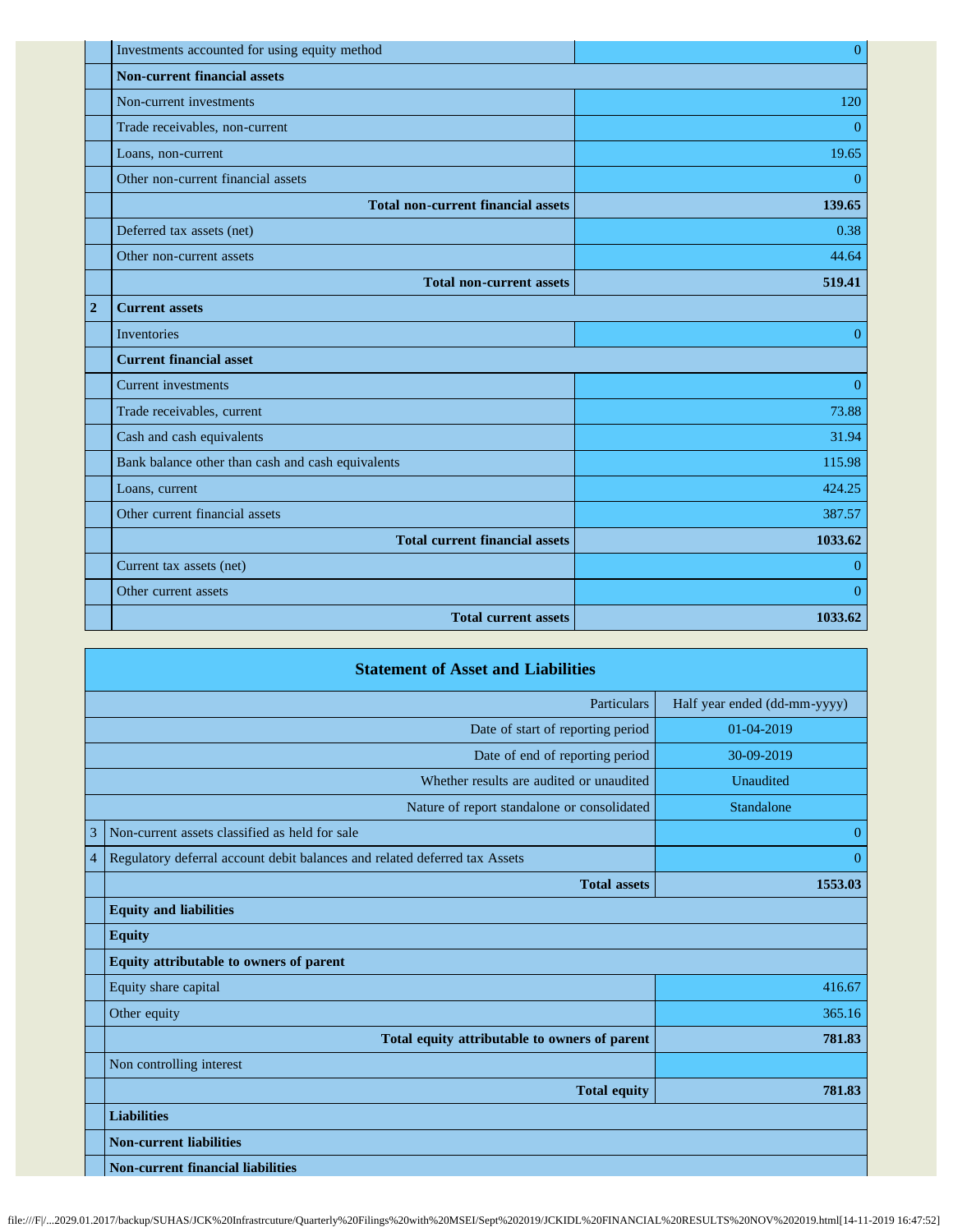| | | |
|---|---|---|
| | Investments accounted for using equity method | 0 |
| | **Non-current financial assets** | |
| | Non-current investments | 120 |
| | Trade receivables, non-current | 0 |
| | Loans, non-current | 19.65 |
| | Other non-current financial assets | 0 |
| | **Total non-current financial assets** | **139.65** |
| | Deferred tax assets (net) | 0.38 |
| | Other non-current assets | 44.64 |
| | **Total non-current assets** | **519.41** |
| **2** | **Current assets** | |
| | Inventories | 0 |
| | **Current financial asset** | |
| | Current investments | 0 |
| | Trade receivables, current | 73.88 |
| | Cash and cash equivalents | 31.94 |
| | Bank balance other than cash and cash equivalents | 115.98 |
| | Loans, current | 424.25 |
| | Other current financial assets | 387.57 |
| | **Total current financial assets** | **1033.62** |
| | Current tax assets (net) | 0 |
| | Other current assets | 0 |
| | **Total current assets** | **1033.62** |

## Statement of Asset and Liabilities

| | | |
|---|---|---|
| | Particulars | Half year ended (dd-mm-yyyy) |
| | Date of start of reporting period | 01-04-2019 |
| | Date of end of reporting period | 30-09-2019 |
| | Whether results are audited or unaudited | Unaudited |
| | Nature of report standalone or consolidated | Standalone |
| 3 | Non-current assets classified as held for sale | 0 |
| 4 | Regulatory deferral account debit balances and related deferred tax Assets | 0 |
| | **Total assets** | **1553.03** |
| | **Equity and liabilities** | |
| | **Equity** | |
| | **Equity attributable to owners of parent** | |
| | Equity share capital | 416.67 |
| | Other equity | 365.16 |
| | **Total equity attributable to owners of parent** | **781.83** |
| | Non controlling interest | |
| | **Total equity** | **781.83** |
| | **Liabilities** | |
| | **Non-current liabilities** | |
| | **Non-current financial liabilities** | |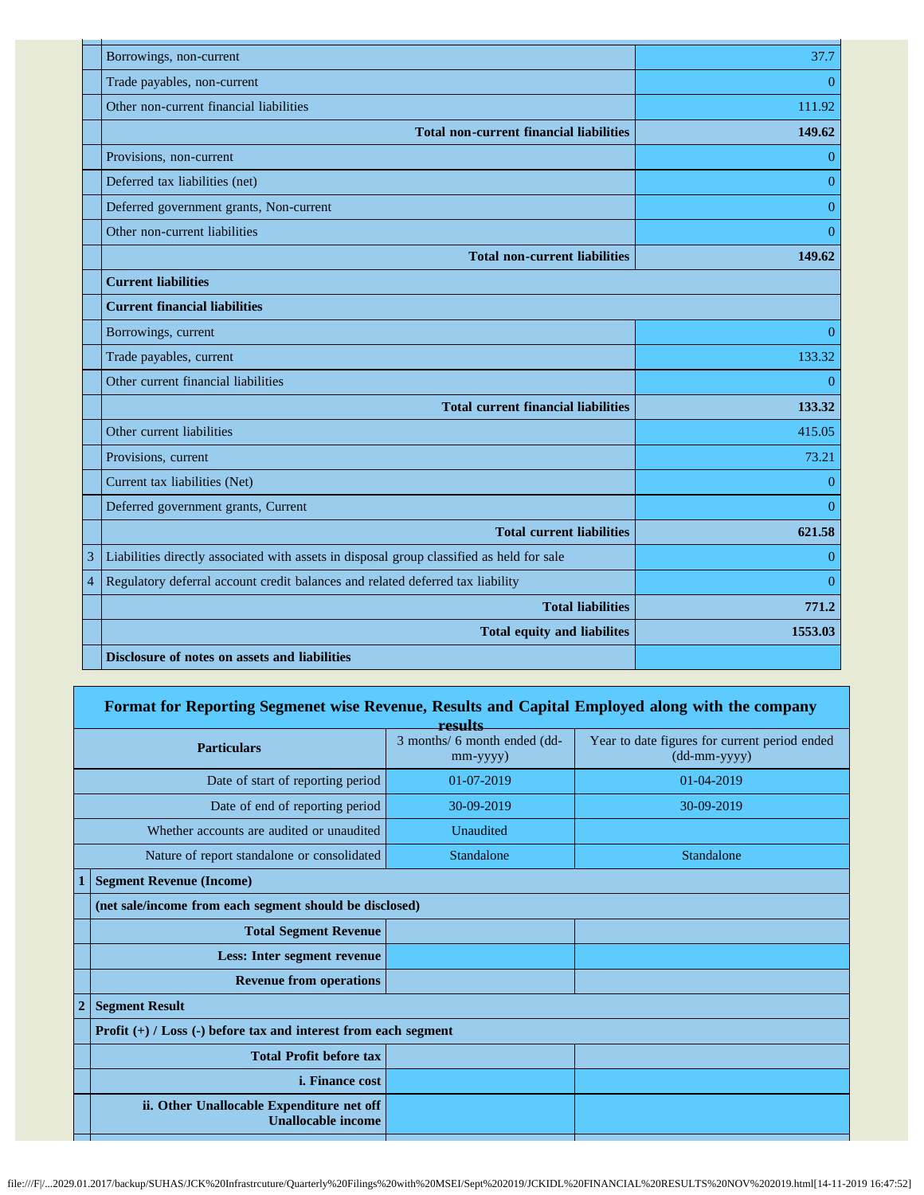| | | |
|---|---|---|
| | Borrowings, non-current | 37.7 |
| | Trade payables, non-current | 0 |
| | Other non-current financial liabilities | 111.92 |
| | **Total non-current financial liabilities** | **149.62** |
| | Provisions, non-current | 0 |
| | Deferred tax liabilities (net) | 0 |
| | Deferred government grants, Non-current | 0 |
| | Other non-current liabilities | 0 |
| | **Total non-current liabilities** | **149.62** |
| | **Current liabilities** | |
| | **Current financial liabilities** | |
| | Borrowings, current | 0 |
| | Trade payables, current | 133.32 |
| | Other current financial liabilities | 0 |
| | **Total current financial liabilities** | **133.32** |
| | Other current liabilities | 415.05 |
| | Provisions, current | 73.21 |
| | Current tax liabilities (Net) | 0 |
| | Deferred government grants, Current | 0 |
| | **Total current liabilities** | **621.58** |
| 3 | Liabilities directly associated with assets in disposal group classified as held for sale | 0 |
| 4 | Regulatory deferral account credit balances and related deferred tax liability | 0 |
| | **Total liabilities** | **771.2** |
| | **Total equity and liabilites** | **1553.03** |
| | **Disclosure of notes on assets and liabilities** | |

## Format for Reporting Segmenet wise Revenue, Results and Capital Employed along with the company results

| | Particulars | 3 months/ 6 month ended (dd-mm-yyyy) | Year to date figures for current period ended (dd-mm-yyyy) |
|---|---|---|---|
| | Date of start of reporting period | 01-07-2019 | 01-04-2019 |
| | Date of end of reporting period | 30-09-2019 | 30-09-2019 |
| | Whether accounts are audited or unaudited | Unaudited | |
| | Nature of report standalone or consolidated | Standalone | Standalone |
| 1 | **Segment Revenue (Income)** | | |
| | **(net sale/income from each segment should be disclosed)** | | |
| | **Total Segment Revenue** | | |
| | **Less: Inter segment revenue** | | |
| | **Revenue from operations** | | |
| 2 | **Segment Result** | | |
| | **Profit (+) / Loss (-) before tax and interest from each segment** | | |
| | **Total Profit before tax** | | |
| | **i. Finance cost** | | |
| | **ii. Other Unallocable Expenditure net off Unallocable income** | | |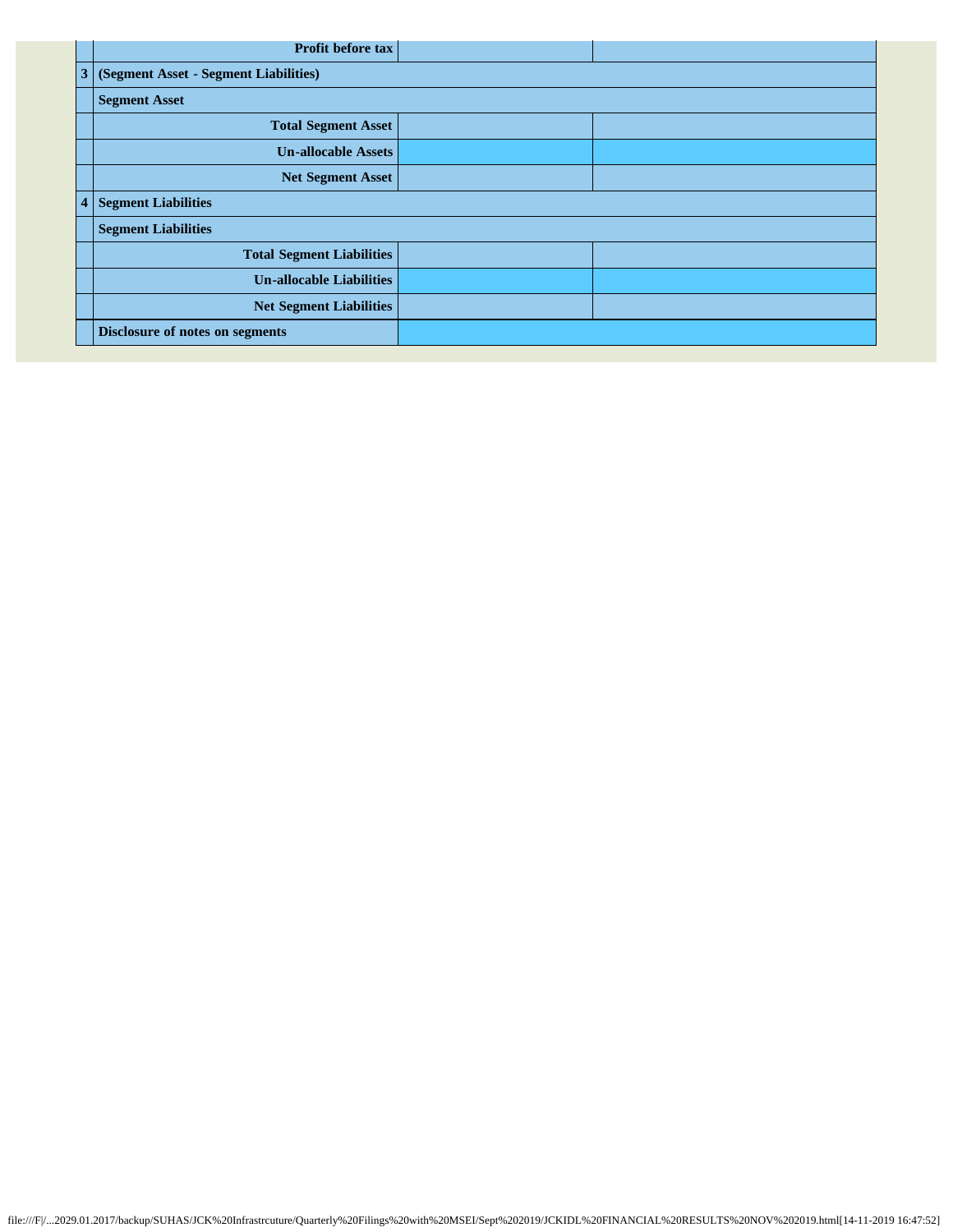| | | | |
|---|---|---|---|
| | Profit before tax | | |
| 3 | (Segment Asset - Segment Liabilities) | | |
| | Segment Asset | | |
| | Total Segment Asset | | |
| | Un-allocable Assets | | |
| | Net Segment Asset | | |
| 4 | Segment Liabilities | | |
| | Segment Liabilities | | |
| | Total Segment Liabilities | | |
| | Un-allocable Liabilities | | |
| | Net Segment Liabilities | | |
| | Disclosure of notes on segments | | |